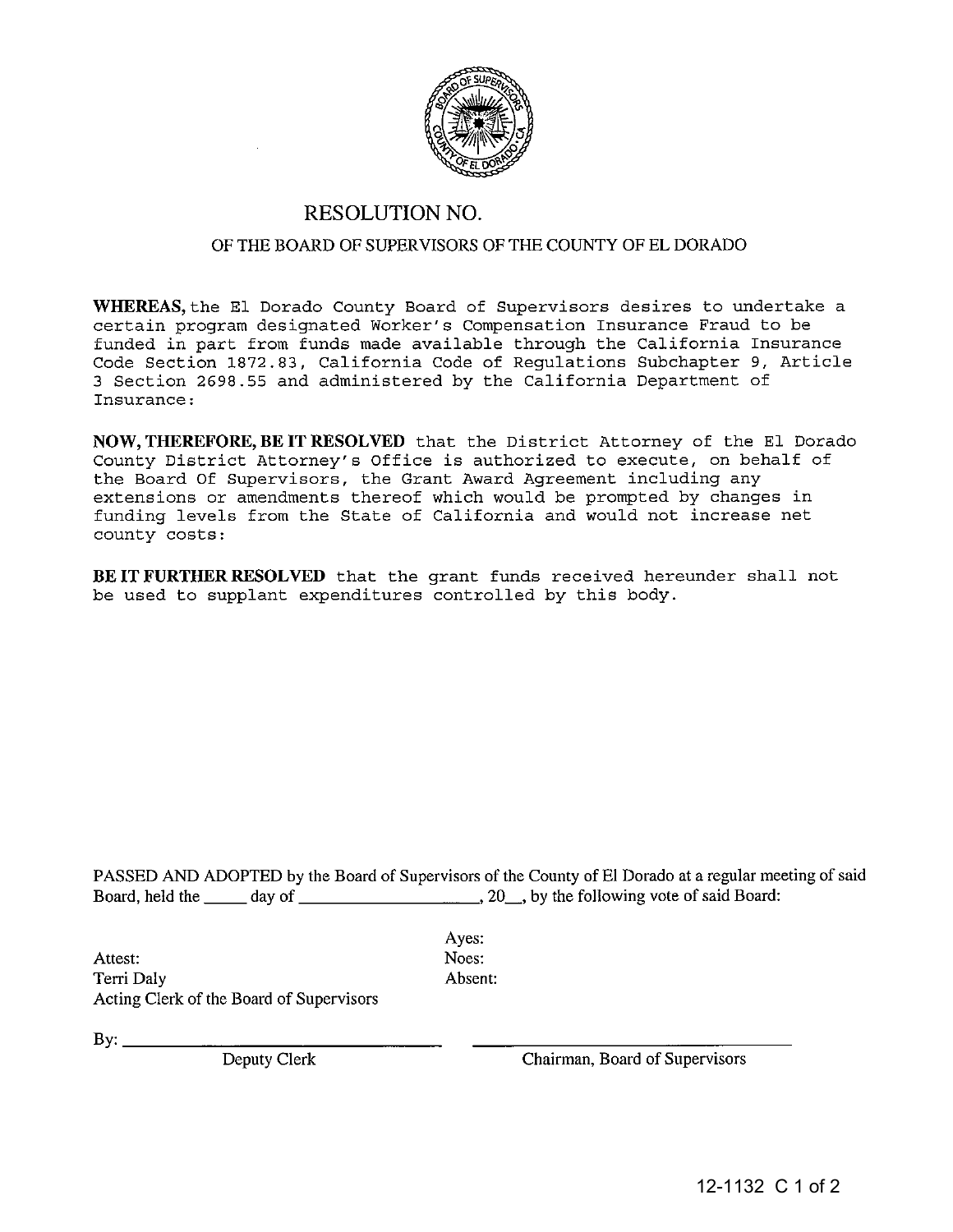# RESOLUTION NO.

## OF THE BOARD OF SUPERVISORS OF THE COUNTY OF EL DORADO

**WHEREAS,** the El Dorado County Board of Supervisors desires to undertake a certain program designated Worker's Compensation Insurance Fraud to be funded in part from funds made available through the California Insurance Code Section 1872.83, California Code of Regulations Subchapter 9, Article 3 Section 2698.55 and administered by the California Department of Insurance:

**NOW, THEREFORE, BE IT RESOLVED** that the District Attorney of the El Dorado County District Attorney's Office is authorized to execute, on behalf of the Board Of Supervisors, the Grant Award Agreement including any extensions or amendments thereof which would be prompted by changes in funding levels from the State of California and would not increase net county costs:

**BE IT FURTHER RESOLVED** that the grant funds received hereunder shall not be used to supplant expenditures controlled by this body.

PASSED AND ADOPTED by the Board of Supervisors of the County of El Dorado at a regular meeting of said Board, held the _____ day of ___________________, 20__, by the following vote of said Board:

Ayes:
Noes:
Absent:

Attest:
Terri Daly
Acting Clerk of the Board of Supervisors

By: ______________________________
Deputy Clerk

______________________________
Chairman, Board of Supervisors

12-1132 C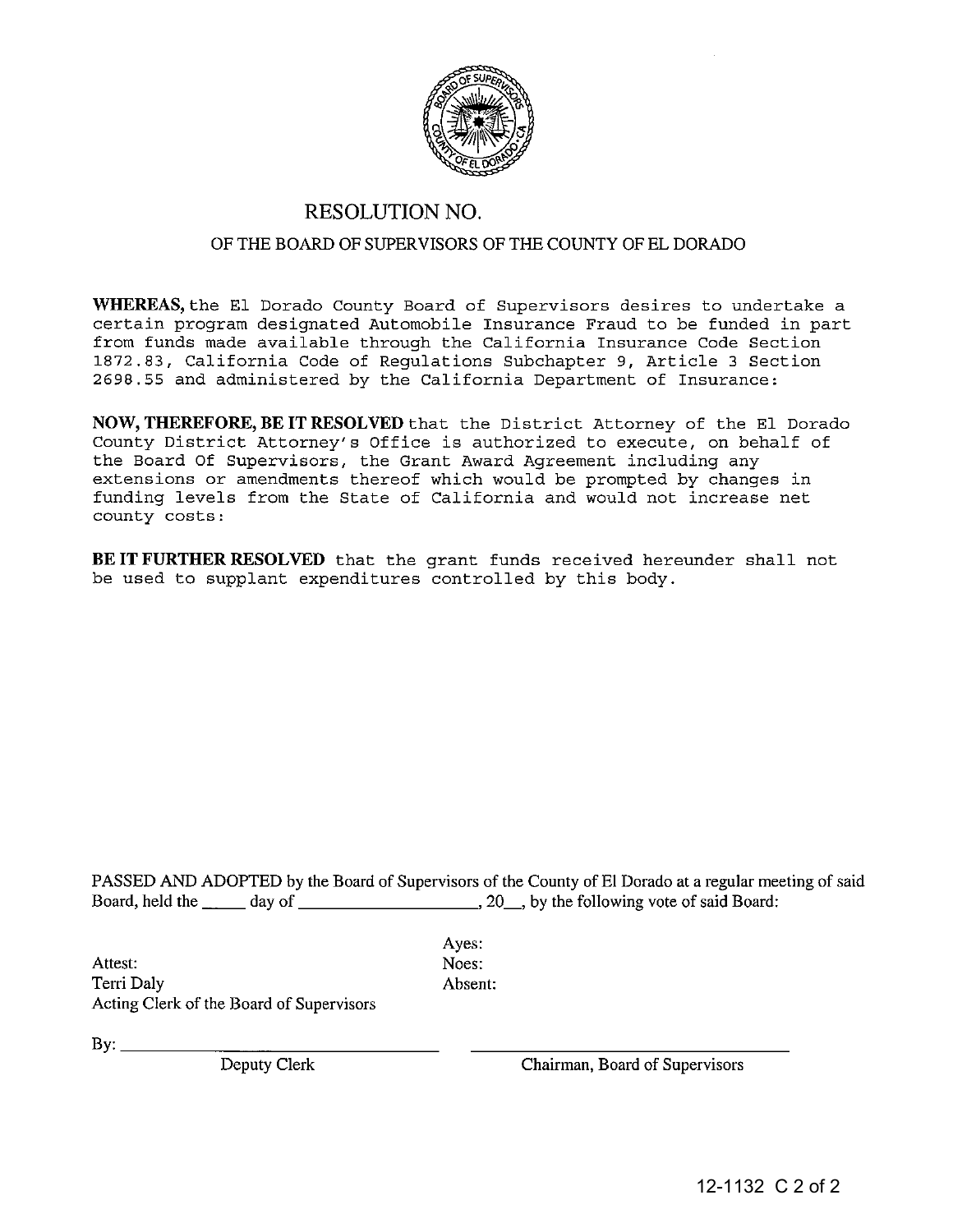# RESOLUTION NO.

## OF THE BOARD OF SUPERVISORS OF THE COUNTY OF EL DORADO

**WHEREAS,** the El Dorado County Board of Supervisors desires to undertake a certain program designated Automobile Insurance Fraud to be funded in part from funds made available through the California Insurance Code Section 1872.83, California Code of Regulations Subchapter 9, Article 3 Section 2698.55 and administered by the California Department of Insurance:

**NOW, THEREFORE, BE IT RESOLVED** that the District Attorney of the El Dorado County District Attorney's Office is authorized to execute, on behalf of the Board Of Supervisors, the Grant Award Agreement including any extensions or amendments thereof which would be prompted by changes in funding levels from the State of California and would not increase net county costs:

**BE IT FURTHER RESOLVED** that the grant funds received hereunder shall not be used to supplant expenditures controlled by this body.

PASSED AND ADOPTED by the Board of Supervisors of the County of El Dorado at a regular meeting of said Board, held the _____ day of ____________________, 20__, by the following vote of said Board:

Ayes:
Noes:
Absent:

Attest:
Terri Daly
Acting Clerk of the Board of Supervisors

By: ______________________________
Deputy Clerk

______________________________
Chairman, Board of Supervisors

12-1132 C 2 of 2